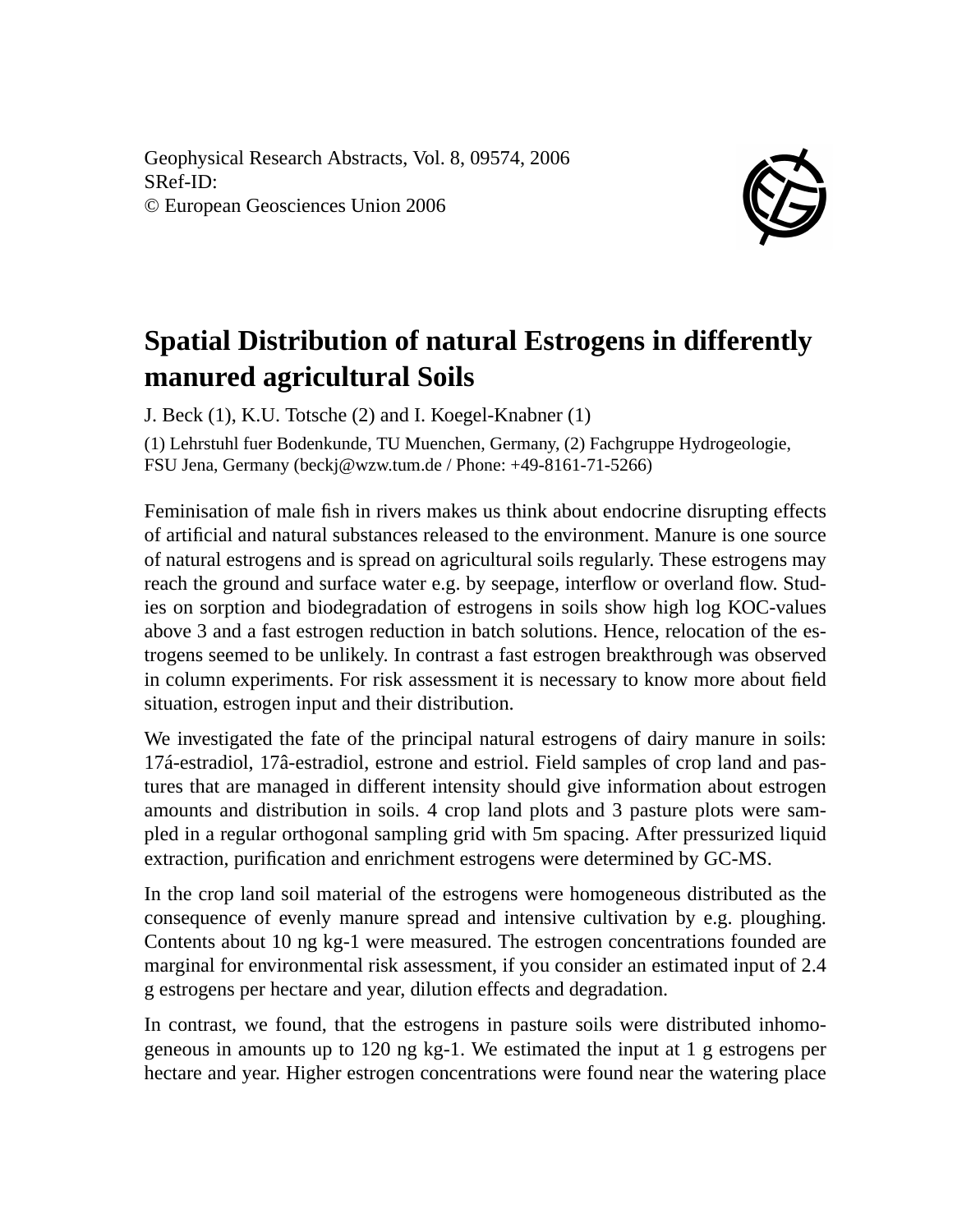Geophysical Research Abstracts, Vol. 8, 09574, 2006
SRef-ID:
© European Geosciences Union 2006

# Spatial Distribution of natural Estrogens in differently manured agricultural Soils

J. Beck (1), K.U. Totsche (2) and I. Koegel-Knabner (1)

(1) Lehrstuhl fuer Bodenkunde, TU Muenchen, Germany, (2) Fachgruppe Hydrogeologie, FSU Jena, Germany (beckj@wzw.tum.de / Phone: +49-8161-71-5266)

Feminisation of male fish in rivers makes us think about endocrine disrupting effects of artificial and natural substances released to the environment. Manure is one source of natural estrogens and is spread on agricultural soils regularly. These estrogens may reach the ground and surface water e.g. by seepage, interflow or overland flow. Studies on sorption and biodegradation of estrogens in soils show high log KOC-values above 3 and a fast estrogen reduction in batch solutions. Hence, relocation of the estrogens seemed to be unlikely. In contrast a fast estrogen breakthrough was observed in column experiments. For risk assessment it is necessary to know more about field situation, estrogen input and their distribution.

We investigated the fate of the principal natural estrogens of dairy manure in soils: 17á-estradiol, 17â-estradiol, estrone and estriol. Field samples of crop land and pastures that are managed in different intensity should give information about estrogen amounts and distribution in soils. 4 crop land plots and 3 pasture plots were sampled in a regular orthogonal sampling grid with 5m spacing. After pressurized liquid extraction, purification and enrichment estrogens were determined by GC-MS.

In the crop land soil material of the estrogens were homogeneous distributed as the consequence of evenly manure spread and intensive cultivation by e.g. ploughing. Contents about 10 ng kg-1 were measured. The estrogen concentrations founded are marginal for environmental risk assessment, if you consider an estimated input of 2.4 g estrogens per hectare and year, dilution effects and degradation.

In contrast, we found, that the estrogens in pasture soils were distributed inhomogeneous in amounts up to 120 ng kg-1. We estimated the input at 1 g estrogens per hectare and year. Higher estrogen concentrations were found near the watering place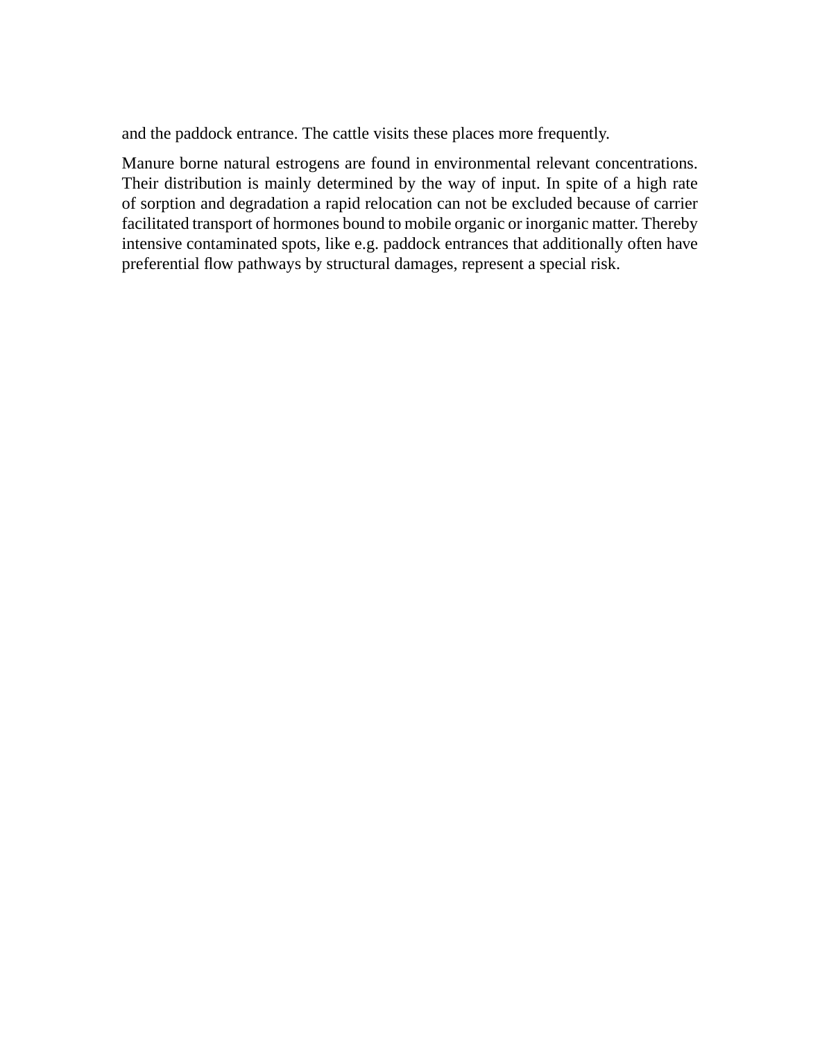and the paddock entrance. The cattle visits these places more frequently.

Manure borne natural estrogens are found in environmental relevant concentrations. Their distribution is mainly determined by the way of input. In spite of a high rate of sorption and degradation a rapid relocation can not be excluded because of carrier facilitated transport of hormones bound to mobile organic or inorganic matter. Thereby intensive contaminated spots, like e.g. paddock entrances that additionally often have preferential flow pathways by structural damages, represent a special risk.